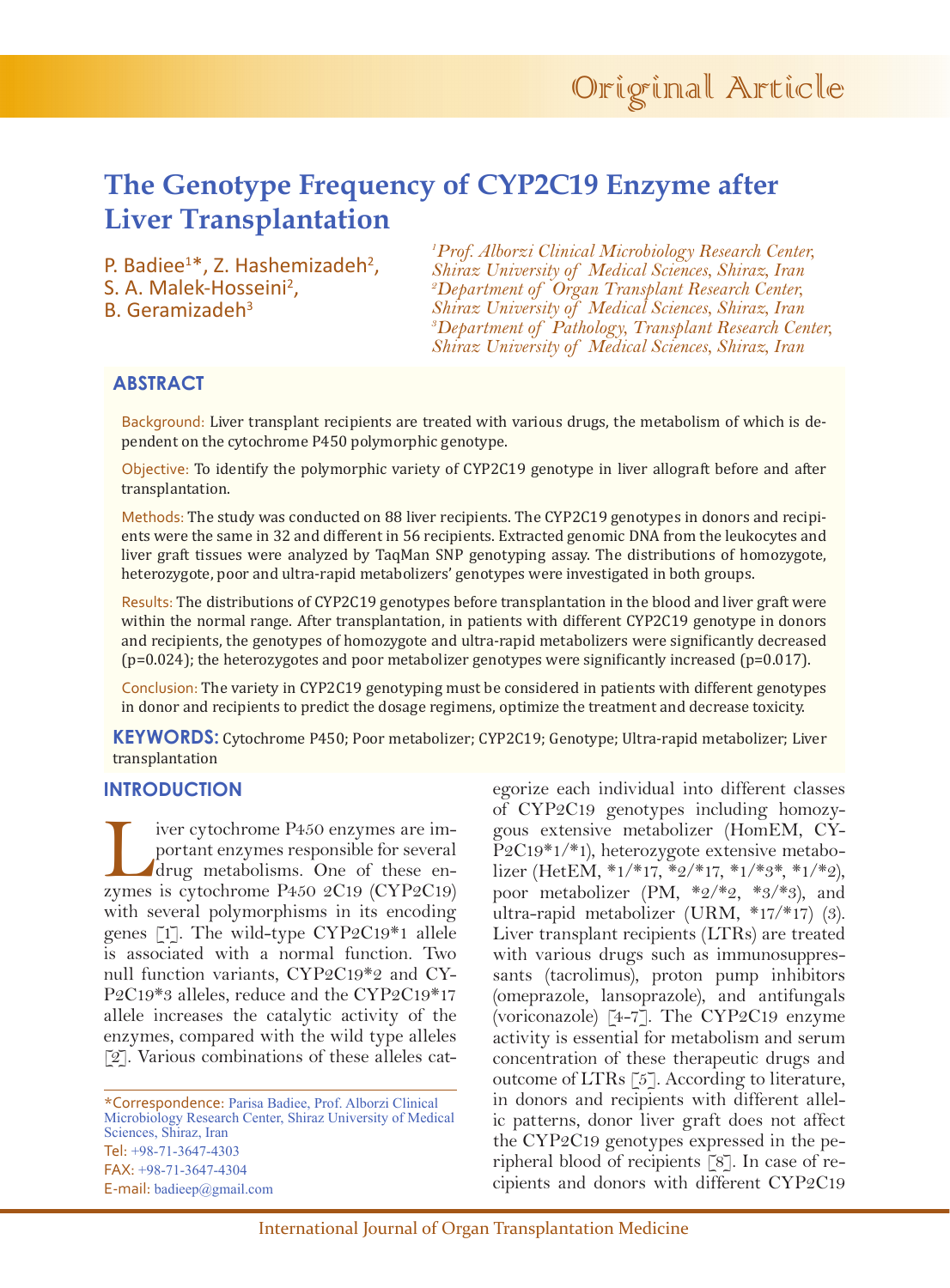Original Article

# The Genotype Frequency of CYP2C19 Enzyme after Liver Transplantation

P. Badiee[1]*, Z. Hashemizadeh[2], S. A. Malek-Hosseini[2], B. Geramizadeh[3]

*[1]Prof. Alborzi Clinical Microbiology Research Center, Shiraz University of Medical Sciences, Shiraz, Iran*
*[2]Department of Organ Transplant Research Center, Shiraz University of Medical Sciences, Shiraz, Iran*
*[3]Department of Pathology, Transplant Research Center, Shiraz University of Medical Sciences, Shiraz, Iran*

## ABSTRACT

Background: Liver transplant recipients are treated with various drugs, the metabolism of which is dependent on the cytochrome P450 polymorphic genotype.

Objective: To identify the polymorphic variety of CYP2C19 genotype in liver allograft before and after transplantation.

Methods: The study was conducted on 88 liver recipients. The CYP2C19 genotypes in donors and recipients were the same in 32 and different in 56 recipients. Extracted genomic DNA from the leukocytes and liver graft tissues were analyzed by TaqMan SNP genotyping assay. The distributions of homozygote, heterozygote, poor and ultra-rapid metabolizers' genotypes were investigated in both groups.

Results: The distributions of CYP2C19 genotypes before transplantation in the blood and liver graft were within the normal range. After transplantation, in patients with different CYP2C19 genotype in donors and recipients, the genotypes of homozygote and ultra-rapid metabolizers were significantly decreased ($p=0.024$); the heterozygotes and poor metabolizer genotypes were significantly increased ($p=0.017$).

Conclusion: The variety in CYP2C19 genotyping must be considered in patients with different genotypes in donor and recipients to predict the dosage regimens, optimize the treatment and decrease toxicity.

**KEYWORDS:** Cytochrome P450; Poor metabolizer; CYP2C19; Genotype; Ultra-rapid metabolizer; Liver transplantation

## INTRODUCTION

Liver cytochrome P450 enzymes are important enzymes responsible for several drug metabolisms. One of these enzymes is cytochrome P450 2C19 (CYP2C19) with several polymorphisms in its encoding genes [1]. The wild-type CYP2C19*1 allele is associated with a normal function. Two null function variants, CYP2C19*2 and CYP2C19*3 alleles, reduce and the CYP2C19*17 allele increases the catalytic activity of the enzymes, compared with the wild type alleles [2]. Various combinations of these alleles categorize each individual into different classes of CYP2C19 genotypes including homozygous extensive metabolizer (HomEM, CYP2C19*1/*1), heterozygote extensive metabolizer (HetEM, *1/*17, *2/*17, *1/*3*, *1/*2), poor metabolizer (PM, *2/*2, *3/*3), and ultra-rapid metabolizer (URM, *17/*17) (3). Liver transplant recipients (LTRs) are treated with various drugs such as immunosuppressants (tacrolimus), proton pump inhibitors (omeprazole, lansoprazole), and antifungals (voriconazole) [4-7]. The CYP2C19 enzyme activity is essential for metabolism and serum concentration of these therapeutic drugs and outcome of LTRs [5]. According to literature, in donors and recipients with different allelic patterns, donor liver graft does not affect the CYP2C19 genotypes expressed in the peripheral blood of recipients [8]. In case of recipients and donors with different CYP2C19

*Correspondence: Parisa Badiee, Prof. Alborzi Clinical Microbiology Research Center, Shiraz University of Medical Sciences, Shiraz, Iran
Tel: +98-71-3647-4303
FAX: +98-71-3647-4304
E-mail: badieep@gmail.com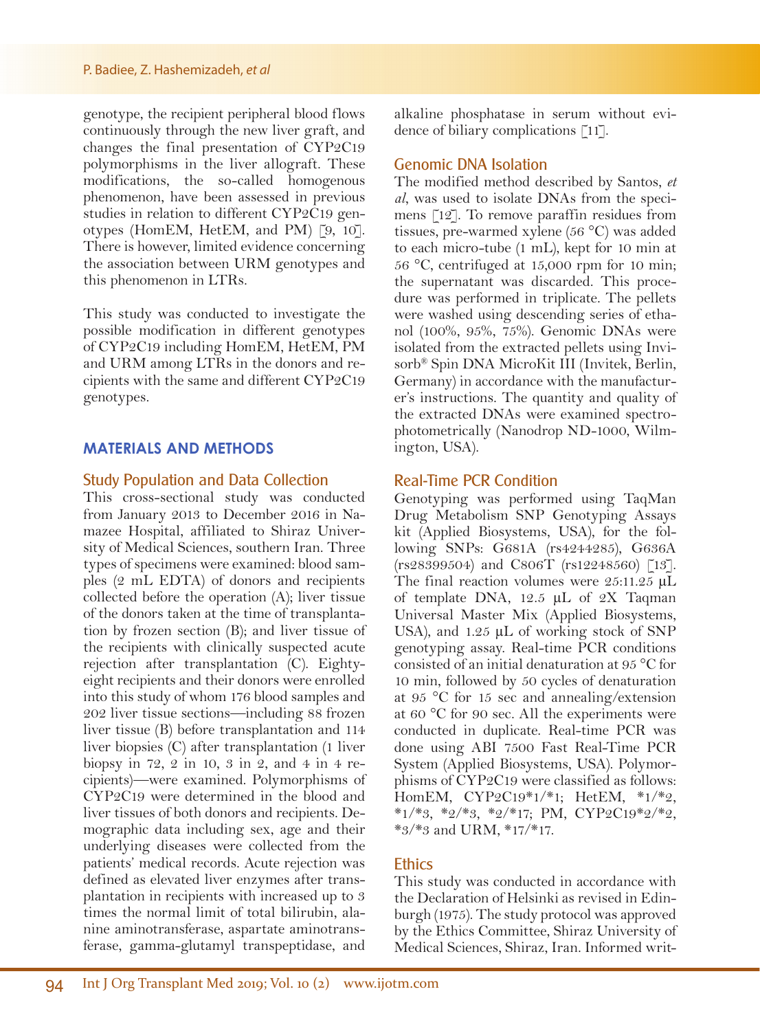genotype, the recipient peripheral blood flows continuously through the new liver graft, and changes the final presentation of CYP2C19 polymorphisms in the liver allograft. These modifications, the so-called homogenous phenomenon, have been assessed in previous studies in relation to different CYP2C19 genotypes (HomEM, HetEM, and PM) [9, 10]. There is however, limited evidence concerning the association between URM genotypes and this phenomenon in LTRs.

This study was conducted to investigate the possible modification in different genotypes of CYP2C19 including HomEM, HetEM, PM and URM among LTRs in the donors and recipients with the same and different CYP2C19 genotypes.

## MATERIALS AND METHODS

### Study Population and Data Collection

This cross-sectional study was conducted from January 2013 to December 2016 in Namazee Hospital, affiliated to Shiraz University of Medical Sciences, southern Iran. Three types of specimens were examined: blood samples (2 mL EDTA) of donors and recipients collected before the operation (A); liver tissue of the donors taken at the time of transplantation by frozen section (B); and liver tissue of the recipients with clinically suspected acute rejection after transplantation (C). Eighty-eight recipients and their donors were enrolled into this study of whom 176 blood samples and 202 liver tissue sections—including 88 frozen liver tissue (B) before transplantation and 114 liver biopsies (C) after transplantation (1 liver biopsy in 72, 2 in 10, 3 in 2, and 4 in 4 recipients)—were examined. Polymorphisms of CYP2C19 were determined in the blood and liver tissues of both donors and recipients. Demographic data including sex, age and their underlying diseases were collected from the patients' medical records. Acute rejection was defined as elevated liver enzymes after transplantation in recipients with increased up to 3 times the normal limit of total bilirubin, alanine aminotransferase, aspartate aminotransferase, gamma-glutamyl transpeptidase, and alkaline phosphatase in serum without evidence of biliary complications [11].

### Genomic DNA Isolation

The modified method described by Santos, *et al*, was used to isolate DNAs from the specimens [12]. To remove paraffin residues from tissues, pre-warmed xylene (56 °C) was added to each micro-tube (1 mL), kept for 10 min at 56 °C, centrifuged at 15,000 rpm for 10 min; the supernatant was discarded. This procedure was performed in triplicate. The pellets were washed using descending series of ethanol (100%, 95%, 75%). Genomic DNAs were isolated from the extracted pellets using Invisorb® Spin DNA MicroKit III (Invitek, Berlin, Germany) in accordance with the manufacturer's instructions. The quantity and quality of the extracted DNAs were examined spectrophotometrically (Nanodrop ND-1000, Wilmington, USA).

### Real-Time PCR Condition

Genotyping was performed using TaqMan Drug Metabolism SNP Genotyping Assays kit (Applied Biosystems, USA), for the following SNPs: G681A (rs4244285), G636A (rs28399504) and C806T (rs12248560) [13]. The final reaction volumes were 25:11.25 µL of template DNA, 12.5 µL of 2X Taqman Universal Master Mix (Applied Biosystems, USA), and 1.25 µL of working stock of SNP genotyping assay. Real-time PCR conditions consisted of an initial denaturation at 95 °C for 10 min, followed by 50 cycles of denaturation at 95 °C for 15 sec and annealing/extension at 60 °C for 90 sec. All the experiments were conducted in duplicate. Real-time PCR was done using ABI 7500 Fast Real-Time PCR System (Applied Biosystems, USA). Polymorphisms of CYP2C19 were classified as follows: HomEM, CYP2C19*1/*1; HetEM, *1/*2, *1/*3, *2/*3, *2/*17; PM, CYP2C19*2/*2, *3/*3 and URM, *17/*17.

### Ethics

This study was conducted in accordance with the Declaration of Helsinki as revised in Edinburgh (1975). The study protocol was approved by the Ethics Committee, Shiraz University of Medical Sciences, Shiraz, Iran. Informed writ-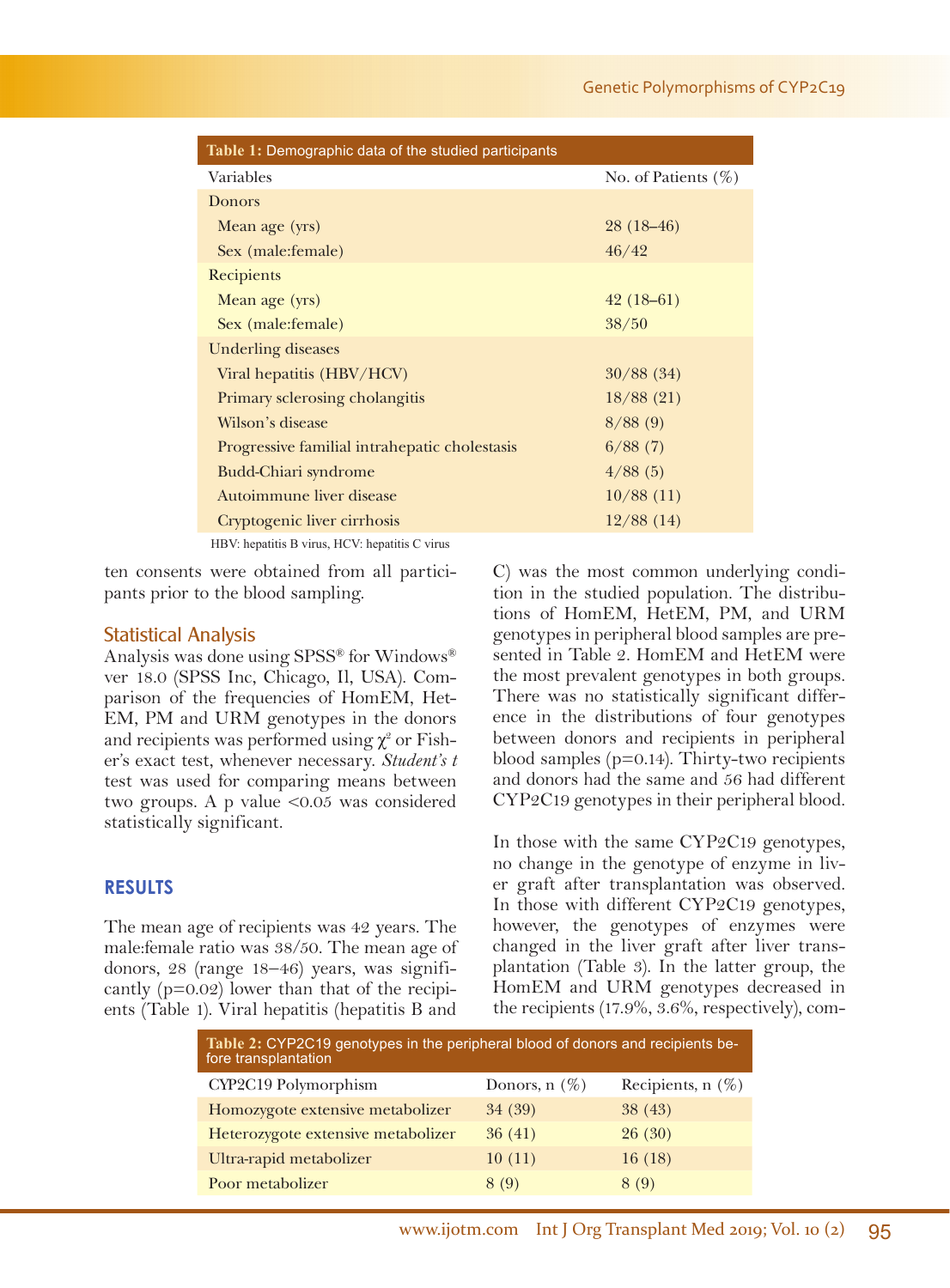**Table 1:** Demographic data of the studied participants

| Variables | No. of Patients (%) |
|---|---|
| Donors | |
| Mean age (yrs) | 28 (18–46) |
| Sex (male:female) | 46/42 |
| Recipients | |
| Mean age (yrs) | 42 (18–61) |
| Sex (male:female) | 38/50 |
| Underling diseases | |
| Viral hepatitis (HBV/HCV) | 30/88 (34) |
| Primary sclerosing cholangitis | 18/88 (21) |
| Wilson's disease | 8/88 (9) |
| Progressive familial intrahepatic cholestasis | 6/88 (7) |
| Budd-Chiari syndrome | 4/88 (5) |
| Autoimmune liver disease | 10/88 (11) |
| Cryptogenic liver cirrhosis | 12/88 (14) |

HBV: hepatitis B virus, HCV: hepatitis C virus

ten consents were obtained from all participants prior to the blood sampling.

## Statistical Analysis

Analysis was done using SPSS® for Windows® ver 18.0 (SPSS Inc, Chicago, Il, USA). Comparison of the frequencies of HomEM, HetEM, PM and URM genotypes in the donors and recipients was performed using $\chi^2$ or Fisher's exact test, whenever necessary. *Student's t* test was used for comparing means between two groups. A p value <0.05 was considered statistically significant.

## RESULTS

The mean age of recipients was 42 years. The male:female ratio was 38/50. The mean age of donors, 28 (range 18–46) years, was significantly (p=0.02) lower than that of the recipients (Table 1). Viral hepatitis (hepatitis B and C) was the most common underlying condition in the studied population. The distributions of HomEM, HetEM, PM, and URM genotypes in peripheral blood samples are presented in Table 2. HomEM and HetEM were the most prevalent genotypes in both groups. There was no statistically significant difference in the distributions of four genotypes between donors and recipients in peripheral blood samples (p=0.14). Thirty-two recipients and donors had the same and 56 had different CYP2C19 genotypes in their peripheral blood.

In those with the same CYP2C19 genotypes, no change in the genotype of enzyme in liver graft after transplantation was observed. In those with different CYP2C19 genotypes, however, the genotypes of enzymes were changed in the liver graft after liver transplantation (Table 3). In the latter group, the HomEM and URM genotypes decreased in the recipients (17.9%, 3.6%, respectively), com-

**Table 2:** CYP2C19 genotypes in the peripheral blood of donors and recipients before transplantation

| CYP2C19 Polymorphism | Donors, n (%) | Recipients, n (%) |
|---|---|---|
| Homozygote extensive metabolizer | 34 (39) | 38 (43) |
| Heterozygote extensive metabolizer | 36 (41) | 26 (30) |
| Ultra-rapid metabolizer | 10 (11) | 16 (18) |
| Poor metabolizer | 8 (9) | 8 (9) |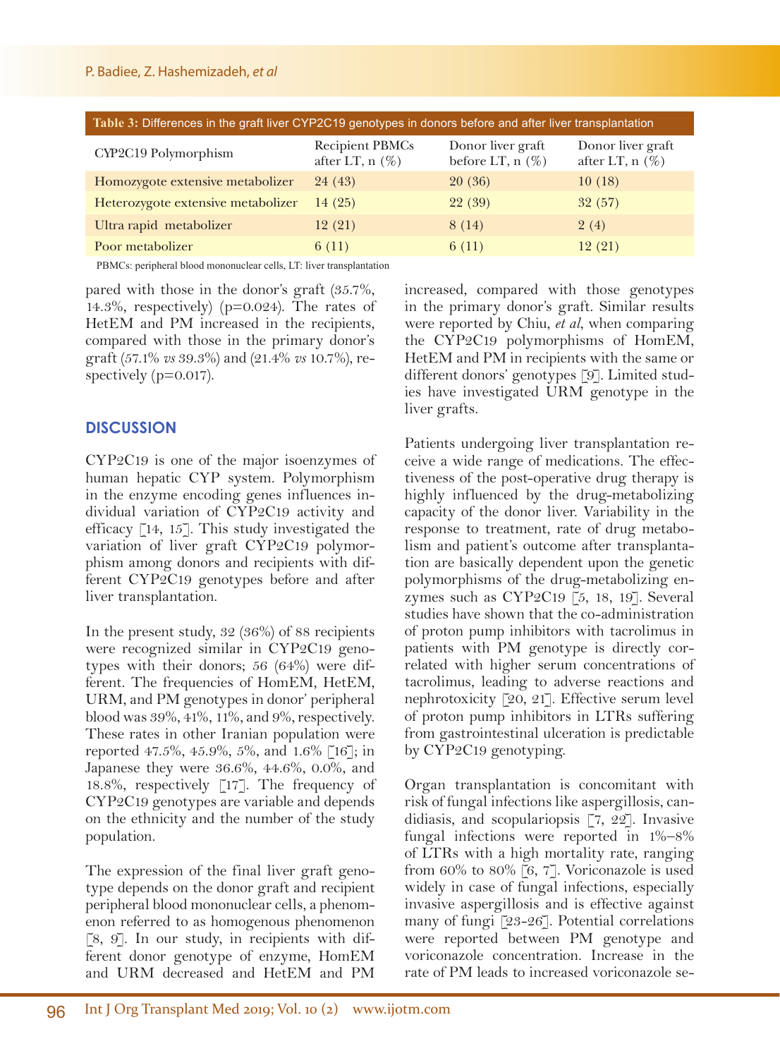**Table 3:** Differences in the graft liver CYP2C19 genotypes in donors before and after liver transplantation

| CYP2C19 Polymorphism | Recipient PBMCs after LT, n (%) | Donor liver graft before LT, n (%) | Donor liver graft after LT, n (%) |
|---|---|---|---|
| Homozygote extensive metabolizer | 24 (43) | 20 (36) | 10 (18) |
| Heterozygote extensive metabolizer | 14 (25) | 22 (39) | 32 (57) |
| Ultra rapid metabolizer | 12 (21) | 8 (14) | 2 (4) |
| Poor metabolizer | 6 (11) | 6 (11) | 12 (21) |

PBMCs: peripheral blood mononuclear cells, LT: liver transplantation

pared with those in the donor's graft (35.7%, 14.3%, respectively) (p=0.024). The rates of HetEM and PM increased in the recipients, compared with those in the primary donor's graft (57.1% *vs* 39.3%) and (21.4% *vs* 10.7%), respectively (p=0.017).

## DISCUSSION

CYP2C19 is one of the major isoenzymes of human hepatic CYP system. Polymorphism in the enzyme encoding genes influences individual variation of CYP2C19 activity and efficacy [14, 15]. This study investigated the variation of liver graft CYP2C19 polymorphism among donors and recipients with different CYP2C19 genotypes before and after liver transplantation.

In the present study, 32 (36%) of 88 recipients were recognized similar in CYP2C19 genotypes with their donors; 56 (64%) were different. The frequencies of HomEM, HetEM, URM, and PM genotypes in donor' peripheral blood was 39%, 41%, 11%, and 9%, respectively. These rates in other Iranian population were reported 47.5%, 45.9%, 5%, and 1.6% [16]; in Japanese they were 36.6%, 44.6%, 0.0%, and 18.8%, respectively [17]. The frequency of CYP2C19 genotypes are variable and depends on the ethnicity and the number of the study population.

The expression of the final liver graft genotype depends on the donor graft and recipient peripheral blood mononuclear cells, a phenomenon referred to as homogenous phenomenon [8, 9]. In our study, in recipients with different donor genotype of enzyme, HomEM and URM decreased and HetEM and PM increased, compared with those genotypes in the primary donor's graft. Similar results were reported by Chiu, *et al*, when comparing the CYP2C19 polymorphisms of HomEM, HetEM and PM in recipients with the same or different donors' genotypes [9]. Limited studies have investigated URM genotype in the liver grafts.

Patients undergoing liver transplantation receive a wide range of medications. The effectiveness of the post-operative drug therapy is highly influenced by the drug-metabolizing capacity of the donor liver. Variability in the response to treatment, rate of drug metabolism and patient's outcome after transplantation are basically dependent upon the genetic polymorphisms of the drug-metabolizing enzymes such as CYP2C19 [5, 18, 19]. Several studies have shown that the co-administration of proton pump inhibitors with tacrolimus in patients with PM genotype is directly correlated with higher serum concentrations of tacrolimus, leading to adverse reactions and nephrotoxicity [20, 21]. Effective serum level of proton pump inhibitors in LTRs suffering from gastrointestinal ulceration is predictable by CYP2C19 genotyping.

Organ transplantation is concomitant with risk of fungal infections like aspergillosis, candidiasis, and scopulariopsis [7, 22]. Invasive fungal infections were reported in 1%–8% of LTRs with a high mortality rate, ranging from 60% to 80% [6, 7]. Voriconazole is used widely in case of fungal infections, especially invasive aspergillosis and is effective against many of fungi [23-26]. Potential correlations were reported between PM genotype and voriconazole concentration. Increase in the rate of PM leads to increased voriconazole se-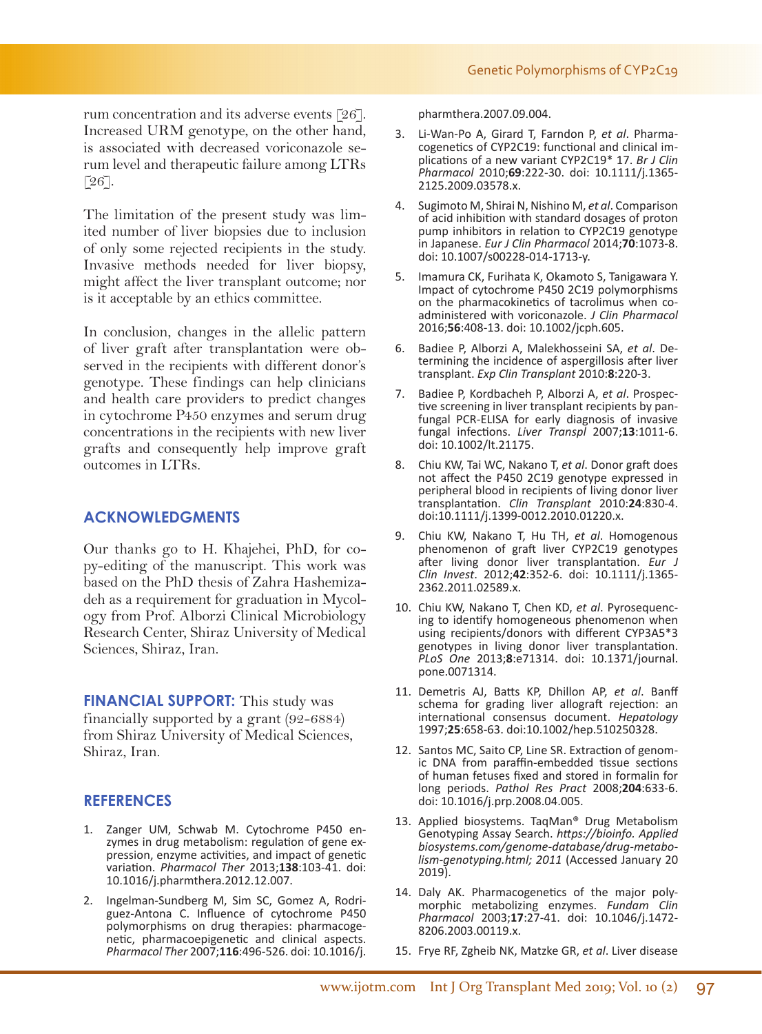rum concentration and its adverse events [26]. Increased URM genotype, on the other hand, is associated with decreased voriconazole serum level and therapeutic failure among LTRs [26].

The limitation of the present study was limited number of liver biopsies due to inclusion of only some rejected recipients in the study. Invasive methods needed for liver biopsy, might affect the liver transplant outcome; nor is it acceptable by an ethics committee.

In conclusion, changes in the allelic pattern of liver graft after transplantation were observed in the recipients with different donor's genotype. These findings can help clinicians and health care providers to predict changes in cytochrome P450 enzymes and serum drug concentrations in the recipients with new liver grafts and consequently help improve graft outcomes in LTRs.

## ACKNOWLEDGMENTS

Our thanks go to H. Khajehei, PhD, for copy-editing of the manuscript. This work was based on the PhD thesis of Zahra Hashemizadeh as a requirement for graduation in Mycology from Prof. Alborzi Clinical Microbiology Research Center, Shiraz University of Medical Sciences, Shiraz, Iran.

**FINANCIAL SUPPORT:** This study was financially supported by a grant (92-6884) from Shiraz University of Medical Sciences, Shiraz, Iran.

## REFERENCES

1. Zanger UM, Schwab M. Cytochrome P450 enzymes in drug metabolism: regulation of gene expression, enzyme activities, and impact of genetic variation. *Pharmacol Ther* 2013;**138**:103-41. doi: 10.1016/j.pharmthera.2012.12.007.
2. Ingelman-Sundberg M, Sim SC, Gomez A, Rodriguez-Antona C. Influence of cytochrome P450 polymorphisms on drug therapies: pharmacogenetic, pharmacoepigenetic and clinical aspects. *Pharmacol Ther* 2007;**116**:496-526. doi: 10.1016/j.pharmthera.2007.09.004.
3. Li-Wan-Po A, Girard T, Farndon P, *et al*. Pharmacogenetics of CYP2C19: functional and clinical implications of a new variant CYP2C19* 17. *Br J Clin Pharmacol* 2010;**69**:222-30. doi: 10.1111/j.1365-2125.2009.03578.x.
4. Sugimoto M, Shirai N, Nishino M, *et al*. Comparison of acid inhibition with standard dosages of proton pump inhibitors in relation to CYP2C19 genotype in Japanese. *Eur J Clin Pharmacol* 2014;**70**:1073-8. doi: 10.1007/s00228-014-1713-y.
5. Imamura CK, Furihata K, Okamoto S, Tanigawara Y. Impact of cytochrome P450 2C19 polymorphisms on the pharmacokinetics of tacrolimus when coadministered with voriconazole. *J Clin Pharmacol* 2016;**56**:408-13. doi: 10.1002/jcph.605.
6. Badiee P, Alborzi A, Malekhosseini SA, *et al*. Determining the incidence of aspergillosis after liver transplant. *Exp Clin Transplant* 2010:**8**:220-3.
7. Badiee P, Kordbacheh P, Alborzi A, *et al*. Prospective screening in liver transplant recipients by panfungal PCR-ELISA for early diagnosis of invasive fungal infections. *Liver Transpl* 2007;**13**:1011-6. doi: 10.1002/lt.21175.
8. Chiu KW, Tai WC, Nakano T, *et al*. Donor graft does not affect the P450 2C19 genotype expressed in peripheral blood in recipients of living donor liver transplantation. *Clin Transplant* 2010:**24**:830-4. doi:10.1111/j.1399-0012.2010.01220.x.
9. Chiu KW, Nakano T, Hu TH, *et al*. Homogenous phenomenon of graft liver CYP2C19 genotypes after living donor liver transplantation. *Eur J Clin Invest*. 2012;**42**:352-6. doi: 10.1111/j.1365-2362.2011.02589.x.
10. Chiu KW, Nakano T, Chen KD, *et al*. Pyrosequencing to identify homogeneous phenomenon when using recipients/donors with different CYP3A5*3 genotypes in living donor liver transplantation. *PLoS One* 2013;**8**:e71314. doi: 10.1371/journal.pone.0071314.
11. Demetris AJ, Batts KP, Dhillon AP, *et al*. Banff schema for grading liver allograft rejection: an international consensus document. *Hepatology* 1997;**25**:658-63. doi:10.1002/hep.510250328.
12. Santos MC, Saito CP, Line SR. Extraction of genomic DNA from paraffin-embedded tissue sections of human fetuses fixed and stored in formalin for long periods. *Pathol Res Pract* 2008;**204**:633-6. doi: 10.1016/j.prp.2008.04.005.
13. Applied biosystems. TaqMan® Drug Metabolism Genotyping Assay Search. *https://bioinfo. Applied biosystems.com/genome-database/drug-metabolism-genotyping.html; 2011* (Accessed January 20 2019).
14. Daly AK. Pharmacogenetics of the major polymorphic metabolizing enzymes. *Fundam Clin Pharmacol* 2003;**17**:27-41. doi: 10.1046/j.1472-8206.2003.00119.x.
15. Frye RF, Zgheib NK, Matzke GR, *et al*. Liver disease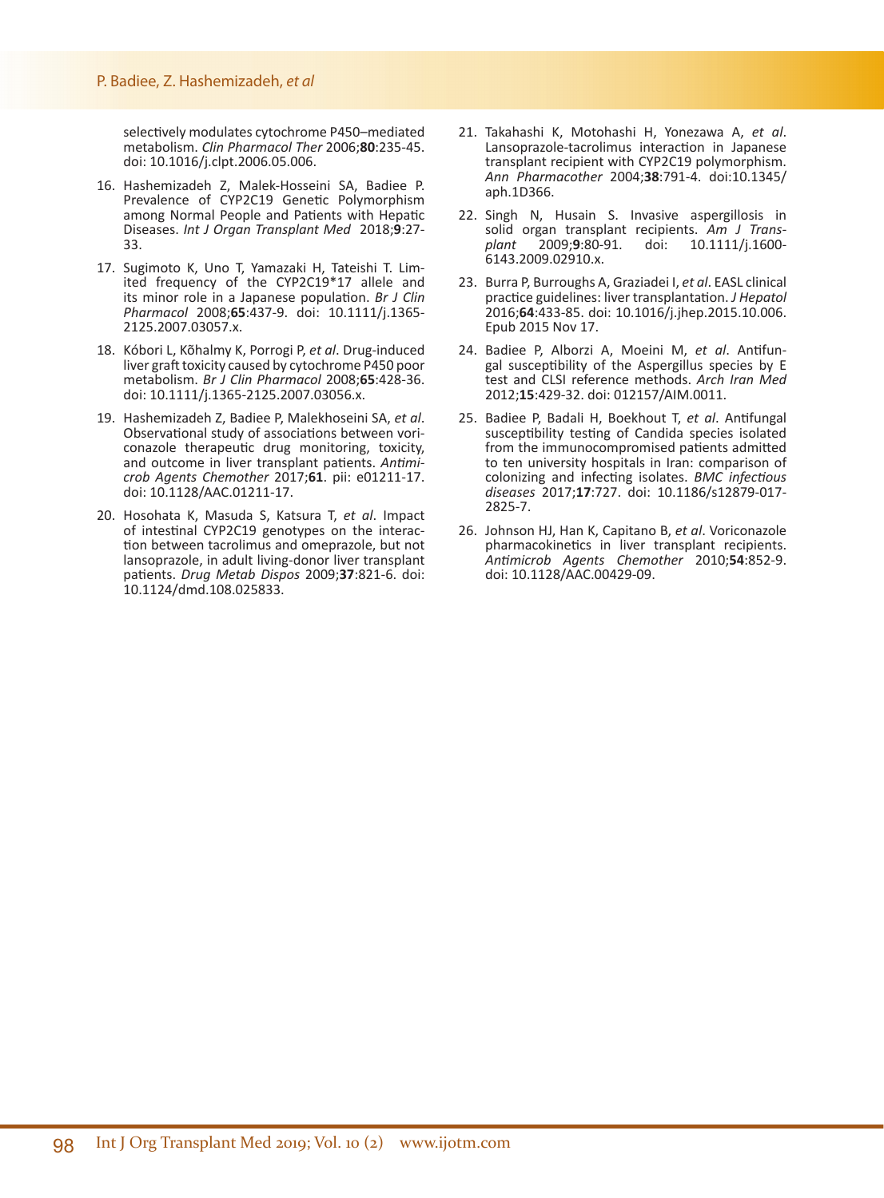selectively modulates cytochrome P450–mediated metabolism. *Clin Pharmacol Ther* 2006;**80**:235-45. doi: 10.1016/j.clpt.2006.05.006.

16. Hashemizadeh Z, Malek-Hosseini SA, Badiee P. Prevalence of CYP2C19 Genetic Polymorphism among Normal People and Patients with Hepatic Diseases. *Int J Organ Transplant Med* 2018;**9**:27-33.

17. Sugimoto K, Uno T, Yamazaki H, Tateishi T. Limited frequency of the CYP2C19*17 allele and its minor role in a Japanese population. *Br J Clin Pharmacol* 2008;**65**:437-9. doi: 10.1111/j.1365-2125.2007.03057.x.

18. Kóbori L, Kõhalmy K, Porrogi P, *et al*. Drug-induced liver graft toxicity caused by cytochrome P450 poor metabolism. *Br J Clin Pharmacol* 2008;**65**:428-36. doi: 10.1111/j.1365-2125.2007.03056.x.

19. Hashemizadeh Z, Badiee P, Malekhoseini SA, *et al*. Observational study of associations between voriconazole therapeutic drug monitoring, toxicity, and outcome in liver transplant patients. *Antimicrob Agents Chemother* 2017;**61**. pii: e01211-17. doi: 10.1128/AAC.01211-17.

20. Hosohata K, Masuda S, Katsura T, *et al*. Impact of intestinal CYP2C19 genotypes on the interaction between tacrolimus and omeprazole, but not lansoprazole, in adult living-donor liver transplant patients. *Drug Metab Dispos* 2009;**37**:821-6. doi: 10.1124/dmd.108.025833.

21. Takahashi K, Motohashi H, Yonezawa A, *et al*. Lansoprazole-tacrolimus interaction in Japanese transplant recipient with CYP2C19 polymorphism. *Ann Pharmacother* 2004;**38**:791-4. doi:10.1345/aph.1D366.

22. Singh N, Husain S. Invasive aspergillosis in solid organ transplant recipients. *Am J Transplant* 2009;**9**:80-91. doi: 10.1111/j.1600-6143.2009.02910.x.

23. Burra P, Burroughs A, Graziadei I, *et al*. EASL clinical practice guidelines: liver transplantation. *J Hepatol* 2016;**64**:433-85. doi: 10.1016/j.jhep.2015.10.006. Epub 2015 Nov 17.

24. Badiee P, Alborzi A, Moeini M, *et al*. Antifungal susceptibility of the Aspergillus species by E test and CLSI reference methods. *Arch Iran Med* 2012;**15**:429-32. doi: 012157/AIM.0011.

25. Badiee P, Badali H, Boekhout T, *et al*. Antifungal susceptibility testing of Candida species isolated from the immunocompromised patients admitted to ten university hospitals in Iran: comparison of colonizing and infecting isolates. *BMC infectious diseases* 2017;**17**:727. doi: 10.1186/s12879-017-2825-7.

26. Johnson HJ, Han K, Capitano B, *et al*. Voriconazole pharmacokinetics in liver transplant recipients. *Antimicrob Agents Chemother* 2010;**54**:852-9. doi: 10.1128/AAC.00429-09.